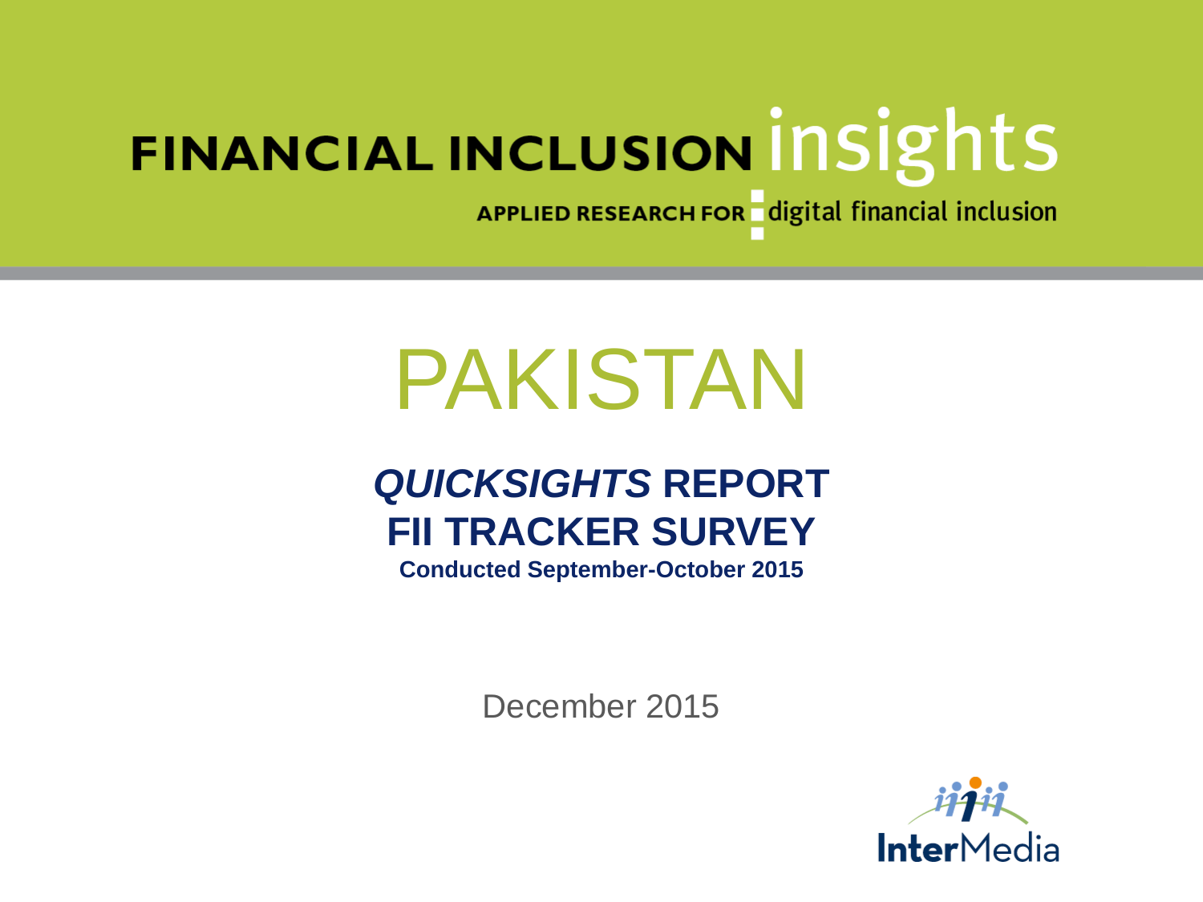FINANCIAL INCLUSION insights

APPLIED RESEARCH FOR digital financial inclusion

# PAKISTAN

## *QUICKSIGHTS* REPORT
## FII TRACKER SURVEY

**Conducted September-October 2015**

December 2015

InterMedia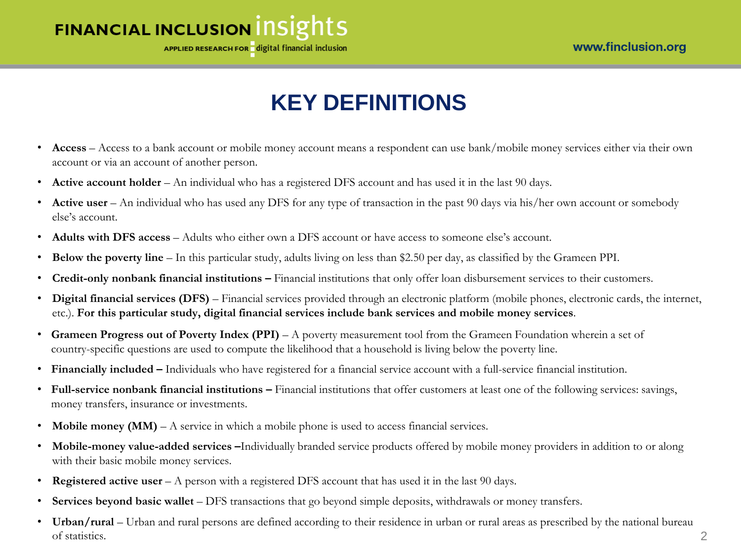# KEY DEFINITIONS

- **Access** – Access to a bank account or mobile money account means a respondent can use bank/mobile money services either via their own account or via an account of another person.
- **Active account holder** – An individual who has a registered DFS account and has used it in the last 90 days.
- **Active user** – An individual who has used any DFS for any type of transaction in the past 90 days via his/her own account or somebody else's account.
- **Adults with DFS access** – Adults who either own a DFS account or have access to someone else's account.
- **Below the poverty line** – In this particular study, adults living on less than $2.50 per day, as classified by the Grameen PPI.
- **Credit-only nonbank financial institutions –** Financial institutions that only offer loan disbursement services to their customers.
- **Digital financial services (DFS)** – Financial services provided through an electronic platform (mobile phones, electronic cards, the internet, etc.). **For this particular study, digital financial services include bank services and mobile money services**.
- **Grameen Progress out of Poverty Index (PPI)** – A poverty measurement tool from the Grameen Foundation wherein a set of country-specific questions are used to compute the likelihood that a household is living below the poverty line.
- **Financially included –** Individuals who have registered for a financial service account with a full-service financial institution.
- **Full-service nonbank financial institutions –** Financial institutions that offer customers at least one of the following services: savings, money transfers, insurance or investments.
- **Mobile money (MM)** – A service in which a mobile phone is used to access financial services.
- **Mobile-money value-added services –**Individually branded service products offered by mobile money providers in addition to or along with their basic mobile money services.
- **Registered active user** – A person with a registered DFS account that has used it in the last 90 days.
- **Services beyond basic wallet** – DFS transactions that go beyond simple deposits, withdrawals or money transfers.
- **Urban/rural** – Urban and rural persons are defined according to their residence in urban or rural areas as prescribed by the national bureau of statistics.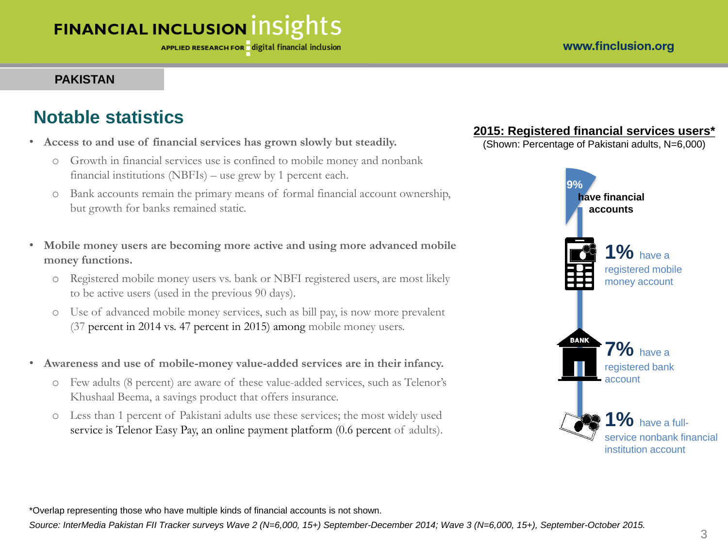**PAKISTAN**

## Notable statistics

- **Access to and use of financial services has grown slowly but steadily.**
  - Growth in financial services use is confined to mobile money and nonbank financial institutions (NBFIs) – use grew by 1 percent each.
  - Bank accounts remain the primary means of formal financial account ownership, but growth for banks remained static.

- **Mobile money users are becoming more active and using more advanced mobile money functions.**
  - Registered mobile money users vs. bank or NBFI registered users, are most likely to be active users (used in the previous 90 days).
  - Use of advanced mobile money services, such as bill pay, is now more prevalent (37 percent in 2014 vs. 47 percent in 2015) among mobile money users.

- **Awareness and use of mobile-money value-added services are in their infancy.**
  - Few adults (8 percent) are aware of these value-added services, such as Telenor's Khushaal Beema, a savings product that offers insurance.
  - Less than 1 percent of Pakistani adults use these services; the most widely used service is Telenor Easy Pay, an online payment platform (0.6 percent of adults).

**2015: Registered financial services users***

(Shown: Percentage of Pakistani adults, N=6,000)

- **9%** have financial accounts
- **1%** have a registered mobile money account
- **7%** have a registered bank account
- **1%** have a full-service nonbank financial institution account

*Overlap representing those who have multiple kinds of financial accounts is not shown.

*Source: InterMedia Pakistan FII Tracker surveys Wave 2 (N=6,000, 15+) September-December 2014; Wave 3 (N=6,000, 15+), September-October 2015.*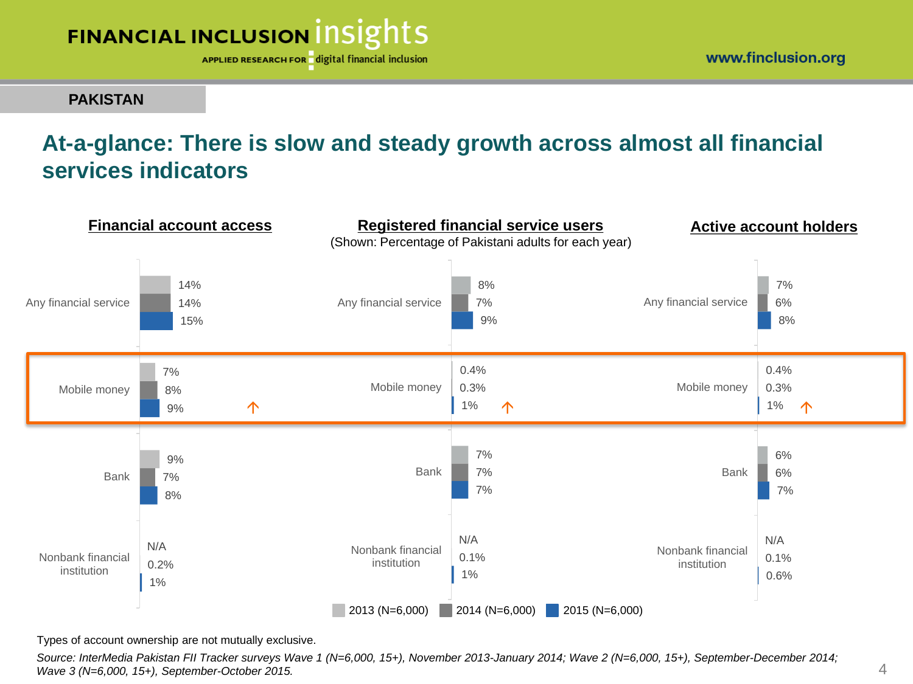PAKISTAN

# At-a-glance: There is slow and steady growth across almost all financial services indicators

(Shown: Percentage of Pakistani adults for each year)

## Financial account access

| | 2013 (N=6,000) | 2014 (N=6,000) | 2015 (N=6,000) |
|---|---|---|---|
| Any financial service | 14% | 14% | 15% |
| Mobile money | 7% | 8% | 9% |
| Bank | 9% | 7% | 8% |
| Nonbank financial institution | N/A | 0.2% | 1% |

## Registered financial service users

| | 2013 (N=6,000) | 2014 (N=6,000) | 2015 (N=6,000) |
|---|---|---|---|
| Any financial service | 8% | 7% | 9% |
| Mobile money | 0.4% | 0.3% | 1% |
| Bank | 7% | 7% | 7% |
| Nonbank financial institution | N/A | 0.1% | 1% |

## Active account holders

| | 2013 (N=6,000) | 2014 (N=6,000) | 2015 (N=6,000) |
|---|---|---|---|
| Any financial service | 7% | 6% | 8% |
| Mobile money | 0.4% | 0.3% | 1% |
| Bank | 6% | 6% | 7% |
| Nonbank financial institution | N/A | 0.1% | 0.6% |

Types of account ownership are not mutually exclusive.

*Source: InterMedia Pakistan FII Tracker surveys Wave 1 (N=6,000, 15+), November 2013-January 2014; Wave 2 (N=6,000, 15+), September-December 2014; Wave 3 (N=6,000, 15+), September-October 2015.*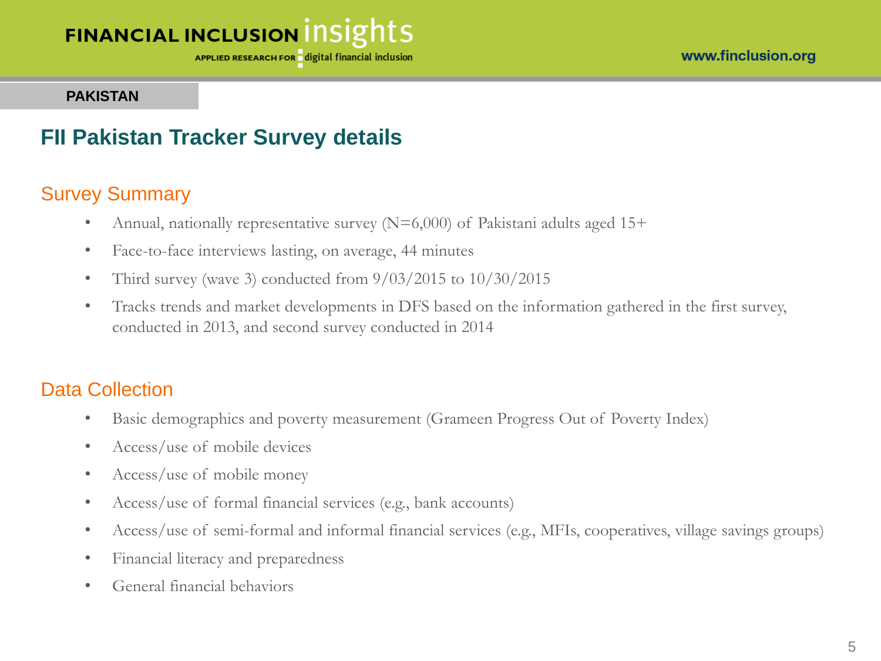PAKISTAN

# FII Pakistan Tracker Survey details

## Survey Summary

- Annual, nationally representative survey (N=6,000) of Pakistani adults aged 15+
- Face-to-face interviews lasting, on average, 44 minutes
- Third survey (wave 3) conducted from 9/03/2015 to 10/30/2015
- Tracks trends and market developments in DFS based on the information gathered in the first survey, conducted in 2013, and second survey conducted in 2014

## Data Collection

- Basic demographics and poverty measurement (Grameen Progress Out of Poverty Index)
- Access/use of mobile devices
- Access/use of mobile money
- Access/use of formal financial services (e.g., bank accounts)
- Access/use of semi-formal and informal financial services (e.g., MFIs, cooperatives, village savings groups)
- Financial literacy and preparedness
- General financial behaviors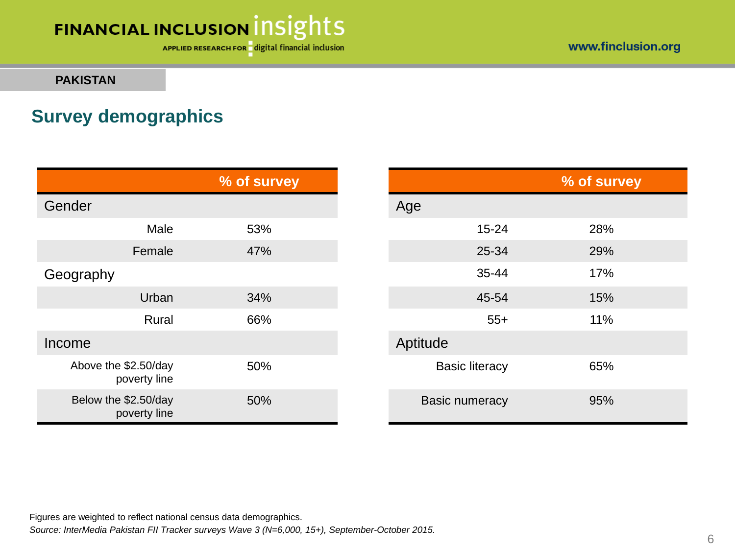PAKISTAN

## Survey demographics

| | % of survey |
|---|---|
| **Gender** | |
| Male | 53% |
| Female | 47% |
| **Geography** | |
| Urban | 34% |
| Rural | 66% |
| **Income** | |
| Above the $2.50/day poverty line | 50% |
| Below the $2.50/day poverty line | 50% |

| | % of survey |
|---|---|
| **Age** | |
| 15-24 | 28% |
| 25-34 | 29% |
| 35-44 | 17% |
| 45-54 | 15% |
| 55+ | 11% |
| **Aptitude** | |
| Basic literacy | 65% |
| Basic numeracy | 95% |

Figures are weighted to reflect national census data demographics.

*Source: InterMedia Pakistan FII Tracker surveys Wave 3 (N=6,000, 15+), September-October 2015.*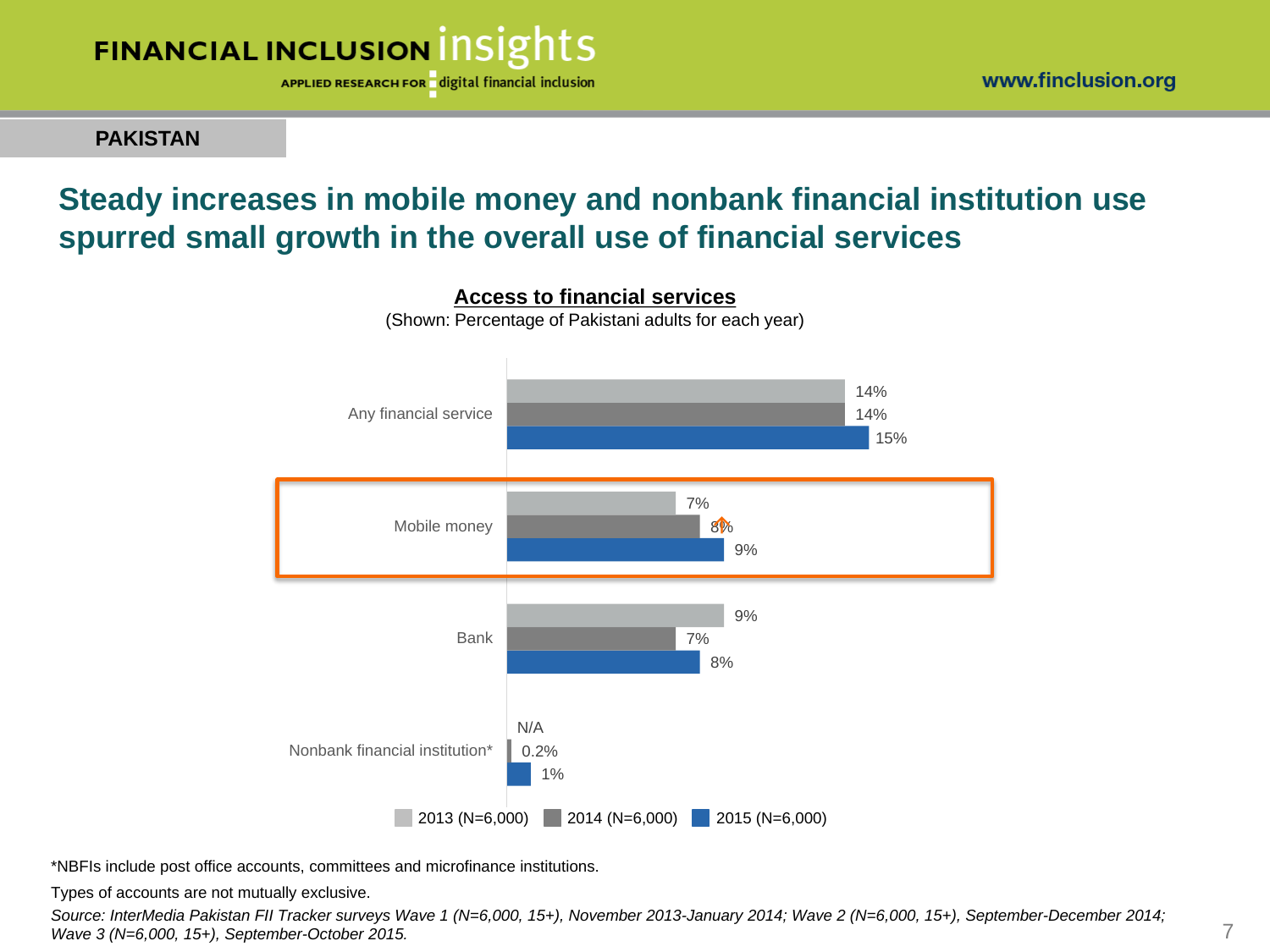**PAKISTAN**

## Steady increases in mobile money and nonbank financial institution use spurred small growth in the overall use of financial services

**Access to financial services**

(Shown: Percentage of Pakistani adults for each year)

| | 2013 (N=6,000) | 2014 (N=6,000) | 2015 (N=6,000) |
|---|---|---|---|
| Any financial service | 14% | 14% | 15% |
| Mobile money | 7% | 8% | 9% |
| Bank | 9% | 7% | 8% |
| Nonbank financial institution* | N/A | 0.2% | 1% |

*NBFIs include post office accounts, committees and microfinance institutions.

Types of accounts are not mutually exclusive.

*Source: InterMedia Pakistan FII Tracker surveys Wave 1 (N=6,000, 15+), November 2013-January 2014; Wave 2 (N=6,000, 15+), September-December 2014; Wave 3 (N=6,000, 15+), September-October 2015.*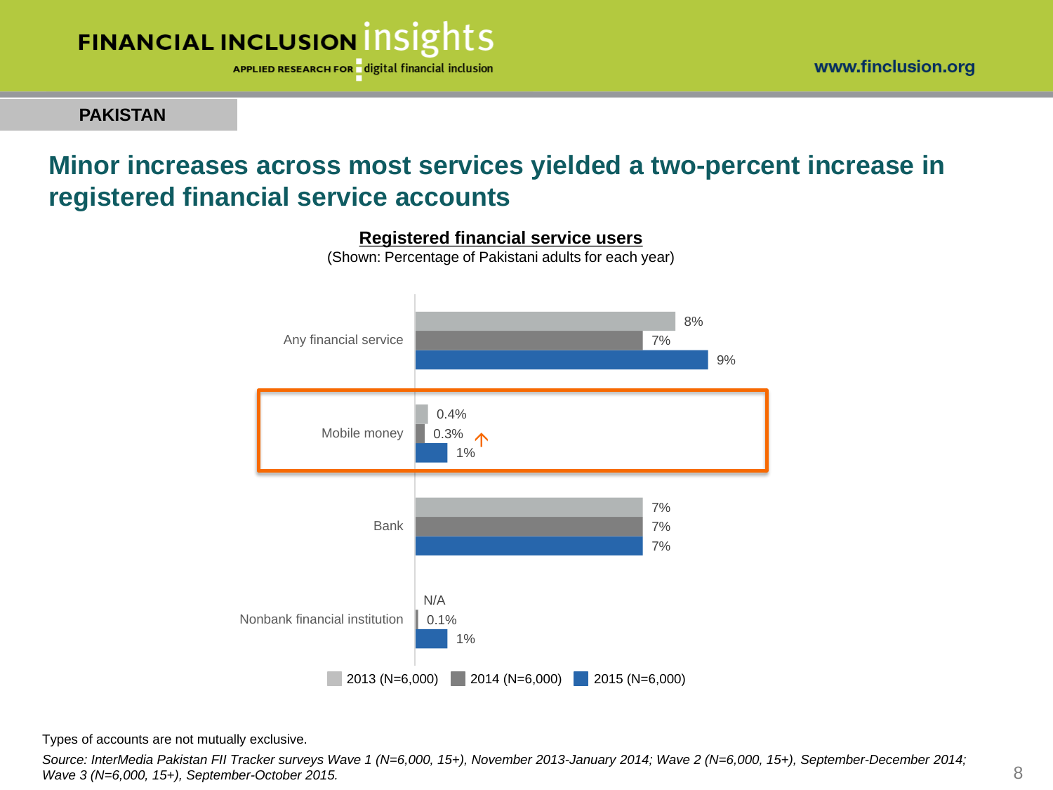**PAKISTAN**

## Minor increases across most services yielded a two-percent increase in registered financial service accounts

**Registered financial service users**

(Shown: Percentage of Pakistani adults for each year)

| | 2013 (N=6,000) | 2014 (N=6,000) | 2015 (N=6,000) |
|---|---|---|---|
| Any financial service | 8% | 7% | 9% |
| Mobile money | 0.4% | 0.3% | 1% |
| Bank | 7% | 7% | 7% |
| Nonbank financial institution | N/A | 0.1% | 1% |

Types of accounts are not mutually exclusive.

*Source: InterMedia Pakistan FII Tracker surveys Wave 1 (N=6,000, 15+), November 2013-January 2014; Wave 2 (N=6,000, 15+), September-December 2014; Wave 3 (N=6,000, 15+), September-October 2015.*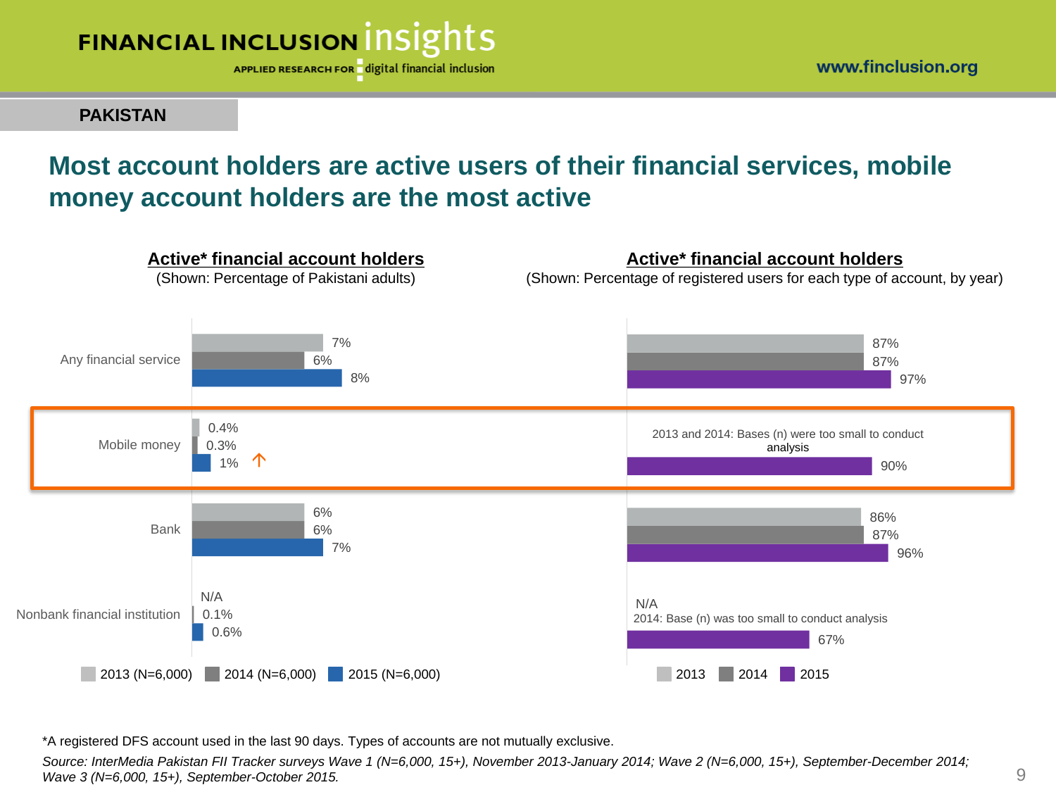PAKISTAN

## Most account holders are active users of their financial services, mobile money account holders are the most active

**Active* financial account holders**
(Shown: Percentage of Pakistani adults)

| | 2013 (N=6,000) | 2014 (N=6,000) | 2015 (N=6,000) |
|---|---|---|---|
| Any financial service | 7% | 6% | 8% |
| Mobile money | 0.4% | 0.3% | 1% ↑ |
| Bank | 6% | 6% | 7% |
| Nonbank financial institution | N/A | 0.1% | 0.6% |

**Active* financial account holders**
(Shown: Percentage of registered users for each type of account, by year)

| | 2013 | 2014 | 2015 |
|---|---|---|---|
| Any financial service | 87% | 87% | 97% |
| Mobile money | 2013 and 2014: Bases (n) were too small to conduct analysis | | 90% |
| Bank | 86% | 87% | 96% |
| Nonbank financial institution | N/A | 2014: Base (n) was too small to conduct analysis | 67% |

*A registered DFS account used in the last 90 days. Types of accounts are not mutually exclusive.

*Source: InterMedia Pakistan FII Tracker surveys Wave 1 (N=6,000, 15+), November 2013-January 2014; Wave 2 (N=6,000, 15+), September-December 2014; Wave 3 (N=6,000, 15+), September-October 2015.*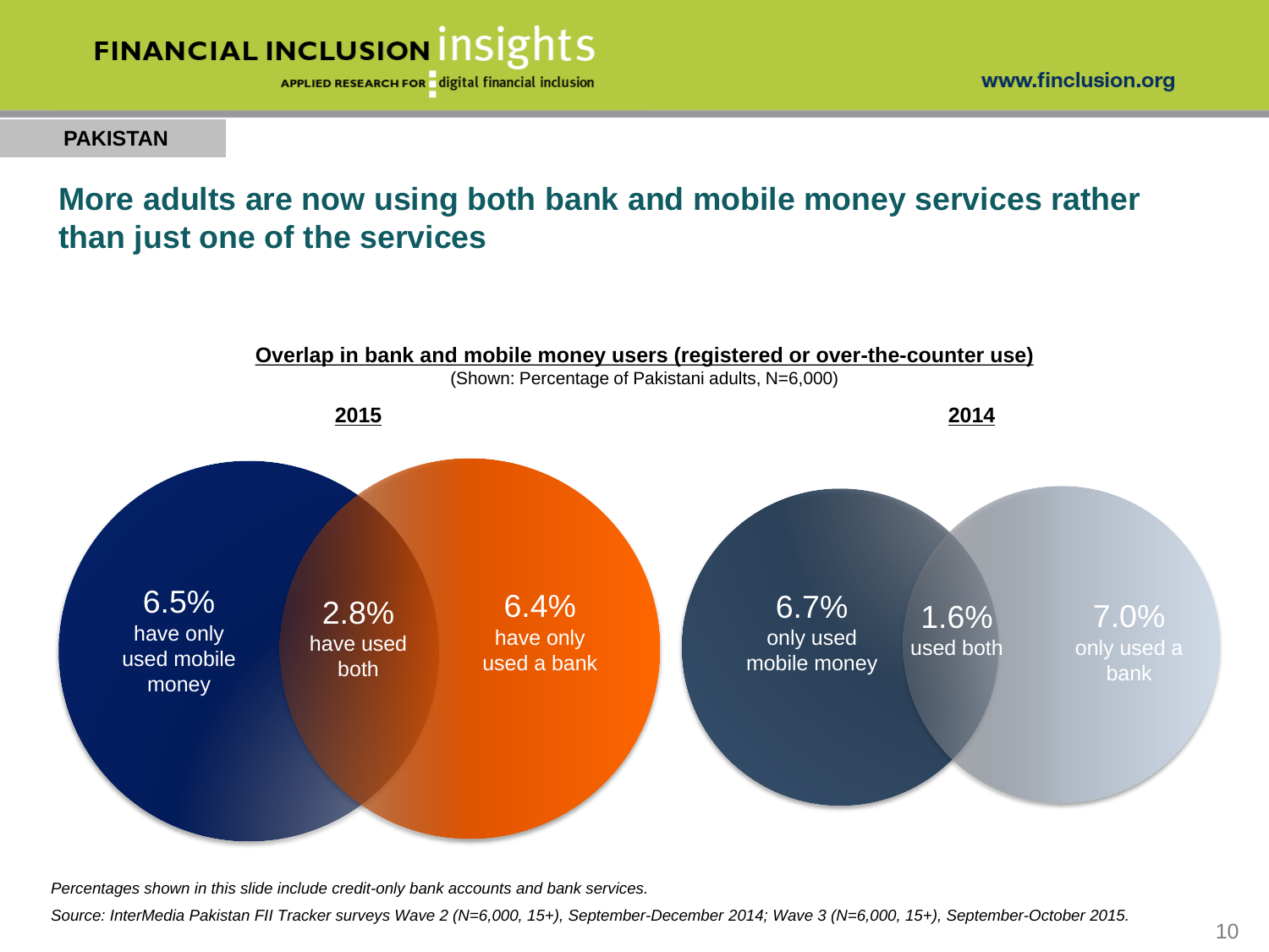PAKISTAN

## More adults are now using both bank and mobile money services rather than just one of the services

**Overlap in bank and mobile money users (registered or over-the-counter use)**

(Shown: Percentage of Pakistani adults, N=6,000)

**2015**

6.5% have only used mobile money

2.8% have used both

6.4% have only used a bank

**2014**

6.7% only used mobile money

1.6% used both

7.0% only used a bank

*Percentages shown in this slide include credit-only bank accounts and bank services.*

*Source: InterMedia Pakistan FII Tracker surveys Wave 2 (N=6,000, 15+), September-December 2014; Wave 3 (N=6,000, 15+), September-October 2015.*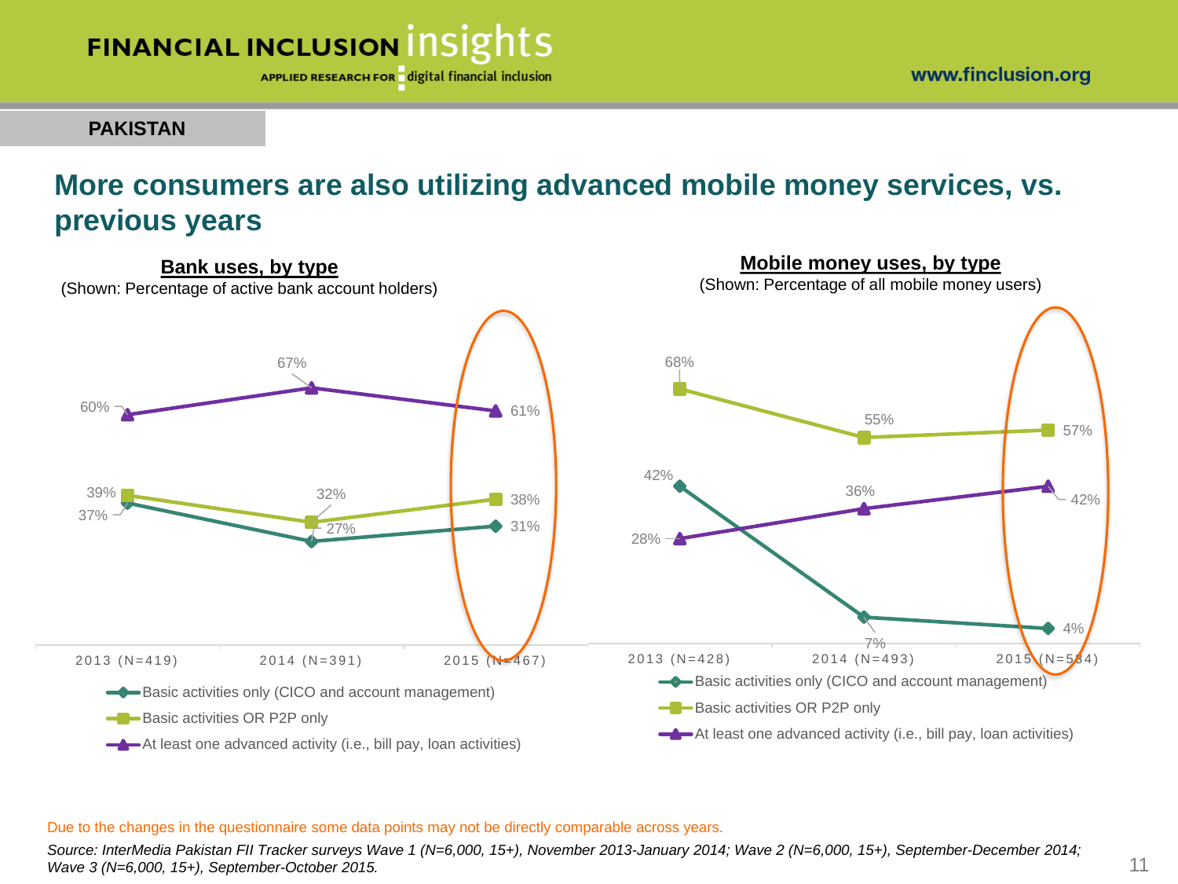**PAKISTAN**

## More consumers are also utilizing advanced mobile money services, vs. previous years

### Bank uses, by type

(Shown: Percentage of active bank account holders)

| | 2013 (N=419) | 2014 (N=391) | 2015 (N=467) |
|---|---|---|---|
| Basic activities only (CICO and account management) | 37% | 27% | 31% |
| Basic activities OR P2P only | 39% | 32% | 38% |
| At least one advanced activity (i.e., bill pay, loan activities) | 60% | 67% | 61% |

### Mobile money uses, by type

(Shown: Percentage of all mobile money users)

| | 2013 (N=428) | 2014 (N=493) | 2015 (N=584) |
|---|---|---|---|
| Basic activities only (CICO and account management) | 42% | 7% | 4% |
| Basic activities OR P2P only | 68% | 55% | 57% |
| At least one advanced activity (i.e., bill pay, loan activities) | 28% | 36% | 42% |

Due to the changes in the questionnaire some data points may not be directly comparable across years.

*Source: InterMedia Pakistan FII Tracker surveys Wave 1 (N=6,000, 15+), November 2013-January 2014; Wave 2 (N=6,000, 15+), September-December 2014; Wave 3 (N=6,000, 15+), September-October 2015.*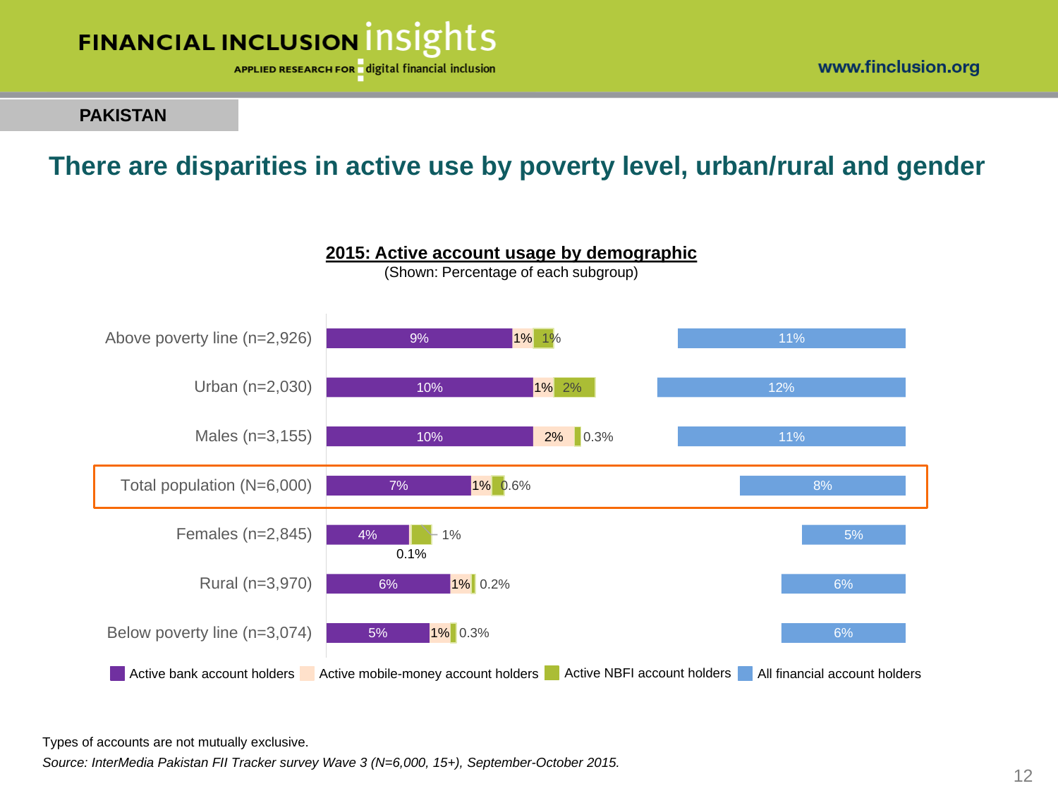**PAKISTAN**

## There are disparities in active use by poverty level, urban/rural and gender

**2015: Active account usage by demographic**

(Shown: Percentage of each subgroup)

| Demographic | Active bank account holders | Active mobile-money account holders | Active NBFI account holders | All financial account holders |
|---|---|---|---|---|
| Above poverty line (n=2,926) | 9% | 1% | 1% | 11% |
| Urban (n=2,030) | 10% | 1% | 2% | 12% |
| Males (n=3,155) | 10% | 2% | 0.3% | 11% |
| Total population (N=6,000) | 7% | 1% | 0.6% | 8% |
| Females (n=2,845) | 4% | 0.1% | 1% | 5% |
| Rural (n=3,970) | 6% | 1% | 0.2% | 6% |
| Below poverty line (n=3,074) | 5% | 1% | 0.3% | 6% |

Types of accounts are not mutually exclusive.

*Source: InterMedia Pakistan FII Tracker survey Wave 3 (N=6,000, 15+), September-October 2015.*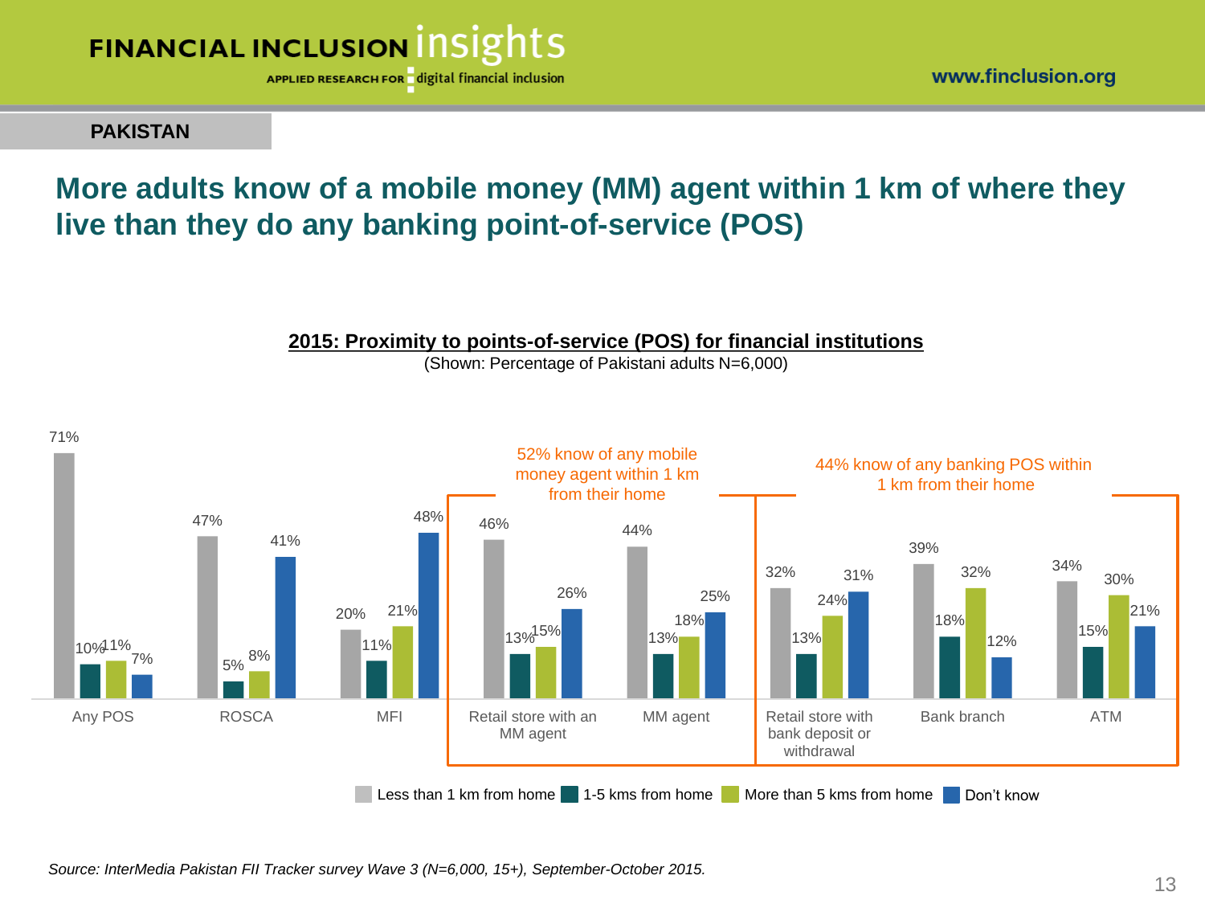PAKISTAN

# More adults know of a mobile money (MM) agent within 1 km of where they live than they do any banking point-of-service (POS)

**2015: Proximity to points-of-service (POS) for financial institutions**

(Shown: Percentage of Pakistani adults N=6,000)

| | Less than 1 km from home | 1-5 kms from home | More than 5 kms from home | Don't know |
|---|---|---|---|---|
| Any POS | 71% | 10% | 11% | 7% |
| ROSCA | 47% | 5% | 8% | 41% |
| MFI | 20% | 11% | 21% | 48% |
| Retail store with an MM agent | 46% | 13% | 15% | 26% |
| MM agent | 44% | 13% | 18% | 25% |
| Retail store with bank deposit or withdrawal | 32% | 13% | 24% | 31% |
| Bank branch | 39% | 18% | 32% | 12% |
| ATM | 34% | 15% | 30% | 21% |

52% know of any mobile money agent within 1 km from their home

44% know of any banking POS within 1 km from their home

*Source: InterMedia Pakistan FII Tracker survey Wave 3 (N=6,000, 15+), September-October 2015.*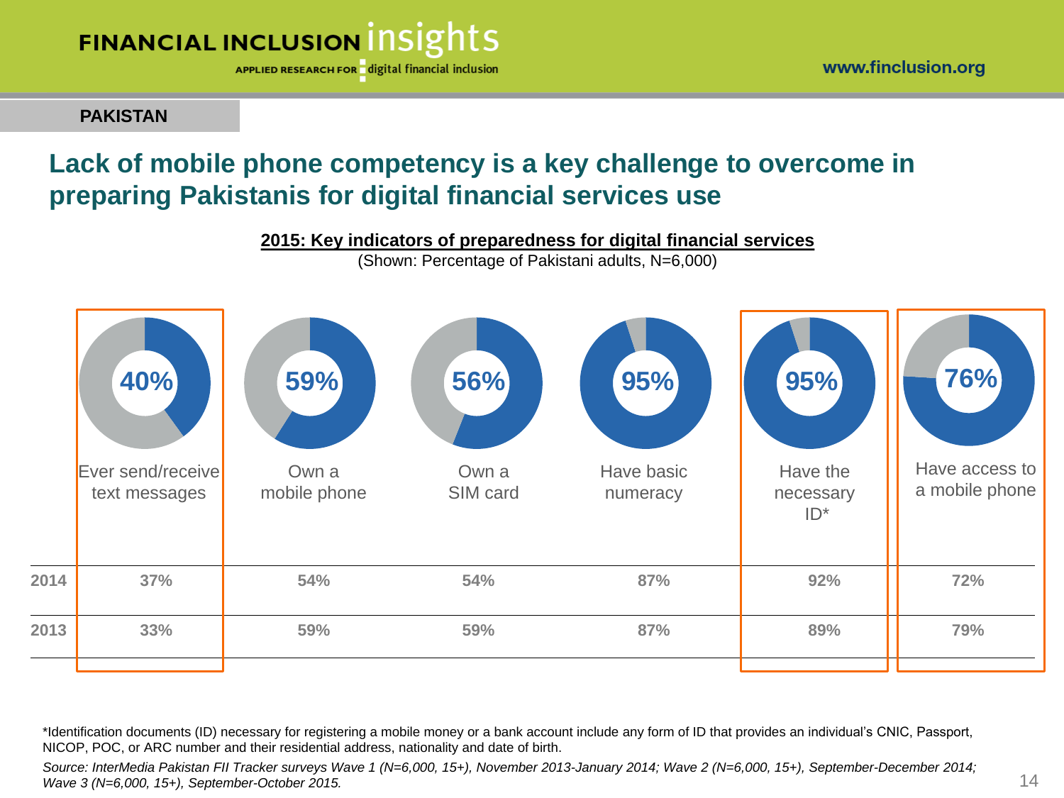**PAKISTAN**

# Lack of mobile phone competency is a key challenge to overcome in preparing Pakistanis for digital financial services use

**2015: Key indicators of preparedness for digital financial services**

(Shown: Percentage of Pakistani adults, N=6,000)

| | Ever send/receive text messages | Own a mobile phone | Own a SIM card | Have basic numeracy | Have the necessary ID* | Have access to a mobile phone |
|---|---|---|---|---|---|---|
| 2015 | 40% | 59% | 56% | 95% | 95% | 76% |
| 2014 | 37% | 54% | 54% | 87% | 92% | 72% |
| 2013 | 33% | 59% | 59% | 87% | 89% | 79% |

*Identification documents (ID) necessary for registering a mobile money or a bank account include any form of ID that provides an individual's CNIC, Passport, NICOP, POC, or ARC number and their residential address, nationality and date of birth.

*Source: InterMedia Pakistan FII Tracker surveys Wave 1 (N=6,000, 15+), November 2013-January 2014; Wave 2 (N=6,000, 15+), September-December 2014; Wave 3 (N=6,000, 15+), September-October 2015.*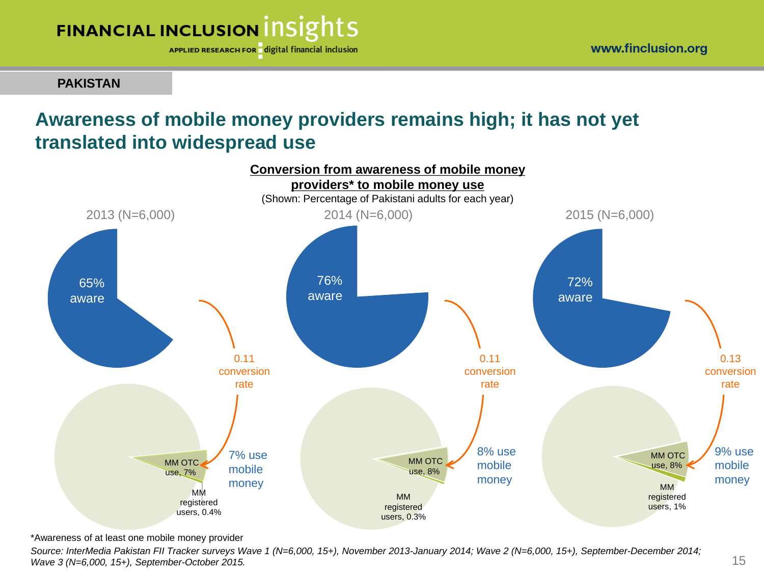PAKISTAN

# Awareness of mobile money providers remains high; it has not yet translated into widespread use

**Conversion from awareness of mobile money providers* to mobile money use**

(Shown: Percentage of Pakistani adults for each year)

2013 (N=6,000)

65% aware

0.11 conversion rate

MM OTC use, 7%

MM registered users, 0.4%

7% use mobile money

2014 (N=6,000)

76% aware

0.11 conversion rate

MM OTC use, 8%

MM registered users, 0.3%

8% use mobile money

2015 (N=6,000)

72% aware

0.13 conversion rate

MM OTC use, 8%

MM registered users, 1%

9% use mobile money

*Awareness of at least one mobile money provider

*Source: InterMedia Pakistan FII Tracker surveys Wave 1 (N=6,000, 15+), November 2013-January 2014; Wave 2 (N=6,000, 15+), September-December 2014; Wave 3 (N=6,000, 15+), September-October 2015.*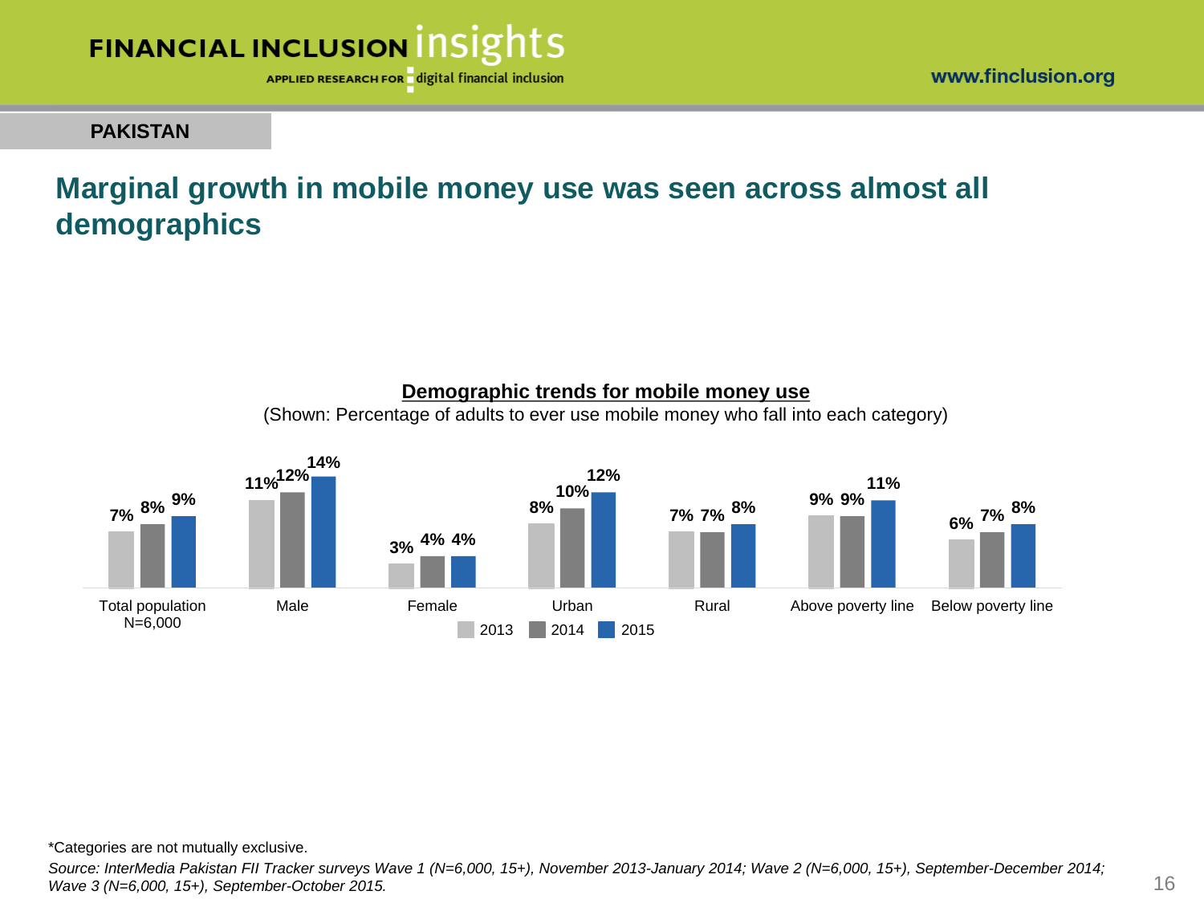PAKISTAN

# Marginal growth in mobile money use was seen across almost all demographics

**Demographic trends for mobile money use**

(Shown: Percentage of adults to ever use mobile money who fall into each category)

| | 2013 | 2014 | 2015 |
|---|---|---|---|
| Total population N=6,000 | 7% | 8% | 9% |
| Male | 11% | 12% | 14% |
| Female | 3% | 4% | 4% |
| Urban | 8% | 10% | 12% |
| Rural | 7% | 7% | 8% |
| Above poverty line | 9% | 9% | 11% |
| Below poverty line | 6% | 7% | 8% |

*Categories are not mutually exclusive.

*Source: InterMedia Pakistan FII Tracker surveys Wave 1 (N=6,000, 15+), November 2013-January 2014; Wave 2 (N=6,000, 15+), September-December 2014; Wave 3 (N=6,000, 15+), September-October 2015.*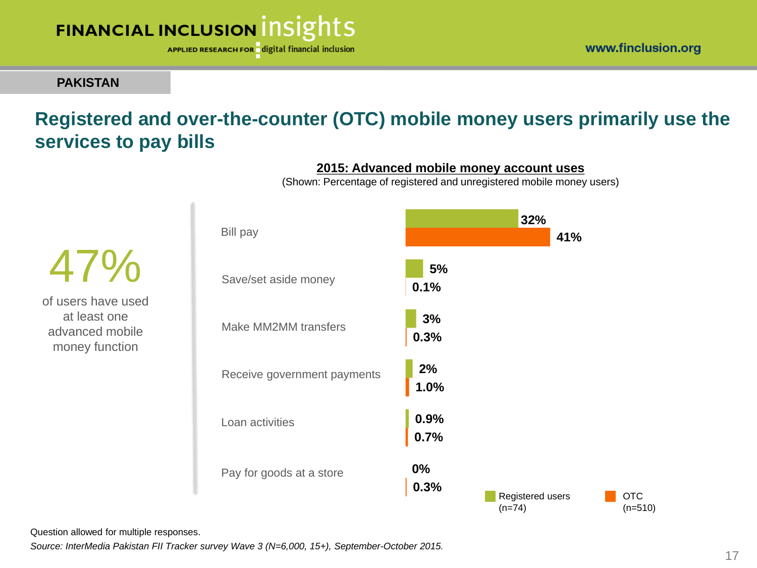PAKISTAN

# Registered and over-the-counter (OTC) mobile money users primarily use the services to pay bills

47%

of users have used at least one advanced mobile money function

**2015: Advanced mobile money account uses**

(Shown: Percentage of registered and unregistered mobile money users)

| | Registered users (n=74) | OTC (n=510) |
|---|---|---|
| Bill pay | 32% | 41% |
| Save/set aside money | 5% | 0.1% |
| Make MM2MM transfers | 3% | 0.3% |
| Receive government payments | 2% | 1.0% |
| Loan activities | 0.9% | 0.7% |
| Pay for goods at a store | 0% | 0.3% |

Question allowed for multiple responses.

*Source: InterMedia Pakistan FII Tracker survey Wave 3 (N=6,000, 15+), September-October 2015.*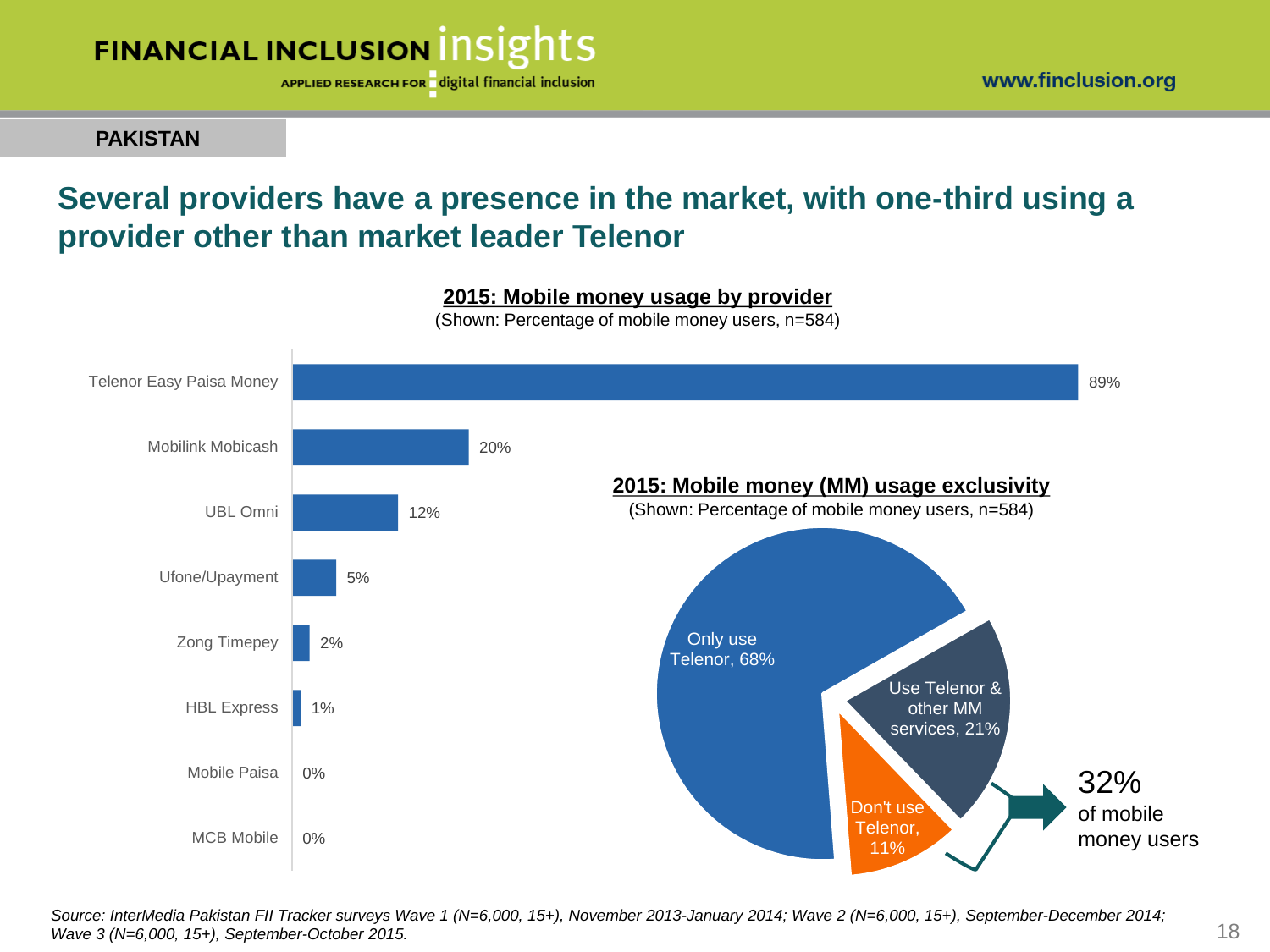PAKISTAN

## Several providers have a presence in the market, with one-third using a provider other than market leader Telenor

**2015: Mobile money usage by provider**

(Shown: Percentage of mobile money users, n=584)

| Provider | Percentage |
| --- | --- |
| Telenor Easy Paisa Money | 89% |
| Mobilink Mobicash | 20% |
| UBL Omni | 12% |
| Ufone/Upayment | 5% |
| Zong Timepey | 2% |
| HBL Express | 1% |
| Mobile Paisa | 0% |
| MCB Mobile | 0% |

**2015: Mobile money (MM) usage exclusivity**

(Shown: Percentage of mobile money users, n=584)

| Category | Percentage |
| --- | --- |
| Only use Telenor | 68% |
| Use Telenor & other MM services | 21% |
| Don't use Telenor | 11% |

32% of mobile money users

*Source: InterMedia Pakistan FII Tracker surveys Wave 1 (N=6,000, 15+), November 2013-January 2014; Wave 2 (N=6,000, 15+), September-December 2014; Wave 3 (N=6,000, 15+), September-October 2015.*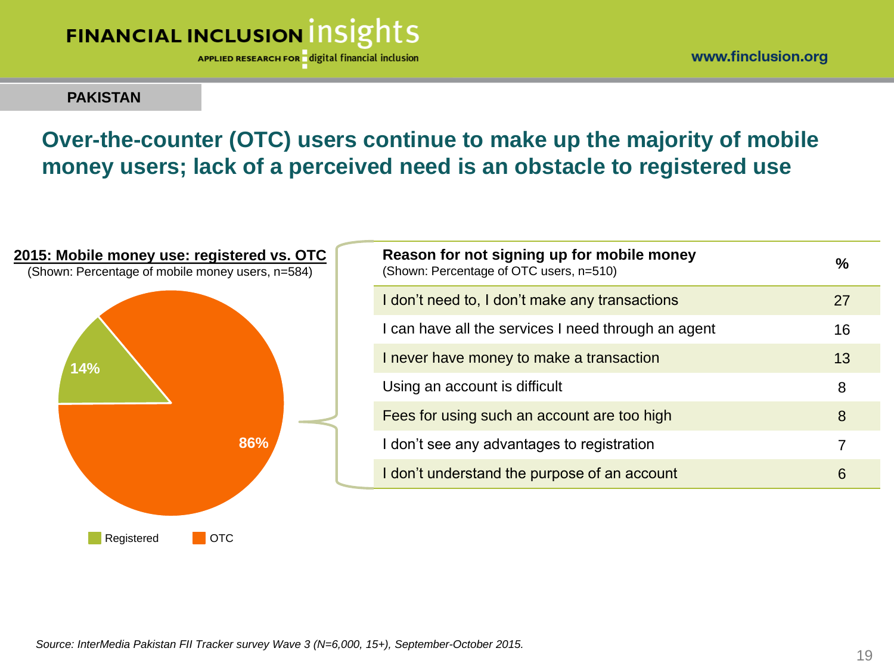PAKISTAN

## Over-the-counter (OTC) users continue to make up the majority of mobile money users; lack of a perceived need is an obstacle to registered use

**2015: Mobile money use: registered vs. OTC**
(Shown: Percentage of mobile money users, n=584)

| Type | % |
|---|---|
| Registered | 14% |
| OTC | 86% |

| **Reason for not signing up for mobile money** (Shown: Percentage of OTC users, n=510) | **%** |
|---|---|
| I don't need to, I don't make any transactions | 27 |
| I can have all the services I need through an agent | 16 |
| I never have money to make a transaction | 13 |
| Using an account is difficult | 8 |
| Fees for using such an account are too high | 8 |
| I don't see any advantages to registration | 7 |
| I don't understand the purpose of an account | 6 |

*Source: InterMedia Pakistan FII Tracker survey Wave 3 (N=6,000, 15+), September-October 2015.*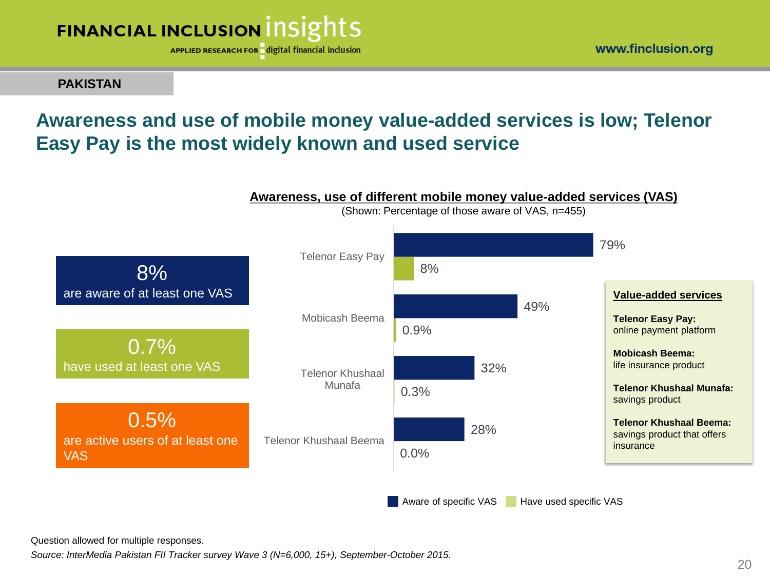**PAKISTAN**

# Awareness and use of mobile money value-added services is low; Telenor Easy Pay is the most widely known and used service

- **8%** are aware of at least one VAS
- **0.7%** have used at least one VAS
- **0.5%** are active users of at least one VAS

**Awareness, use of different mobile money value-added services (VAS)**

(Shown: Percentage of those aware of VAS, n=455)

| VAS | Aware of specific VAS | Have used specific VAS |
| --- | --- | --- |
| Telenor Easy Pay | 79% | 8% |
| Mobicash Beema | 49% | 0.9% |
| Telenor Khushaal Munafa | 32% | 0.3% |
| Telenor Khushaal Beema | 28% | 0.0% |

**Value-added services**

**Telenor Easy Pay:** online payment platform

**Mobicash Beema:** life insurance product

**Telenor Khushaal Munafa:** savings product

**Telenor Khushaal Beema:** savings product that offers insurance

Question allowed for multiple responses.

*Source: InterMedia Pakistan FII Tracker survey Wave 3 (N=6,000, 15+), September-October 2015.*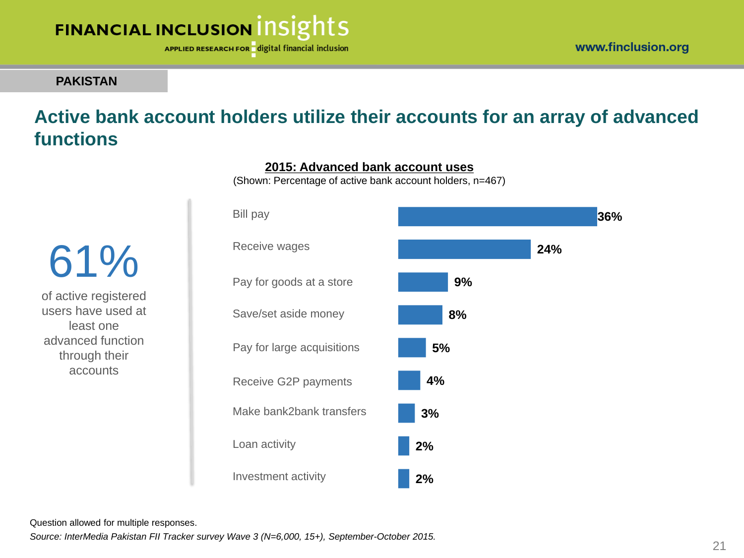**PAKISTAN**

# Active bank account holders utilize their accounts for an array of advanced functions

**61%**

of active registered users have used at least one advanced function through their accounts

**2015: Advanced bank account uses**

(Shown: Percentage of active bank account holders, n=467)

| Use | Percentage |
| --- | --- |
| Bill pay | 36% |
| Receive wages | 24% |
| Pay for goods at a store | 9% |
| Save/set aside money | 8% |
| Pay for large acquisitions | 5% |
| Receive G2P payments | 4% |
| Make bank2bank transfers | 3% |
| Loan activity | 2% |
| Investment activity | 2% |

Question allowed for multiple responses.

*Source: InterMedia Pakistan FII Tracker survey Wave 3 (N=6,000, 15+), September-October 2015.*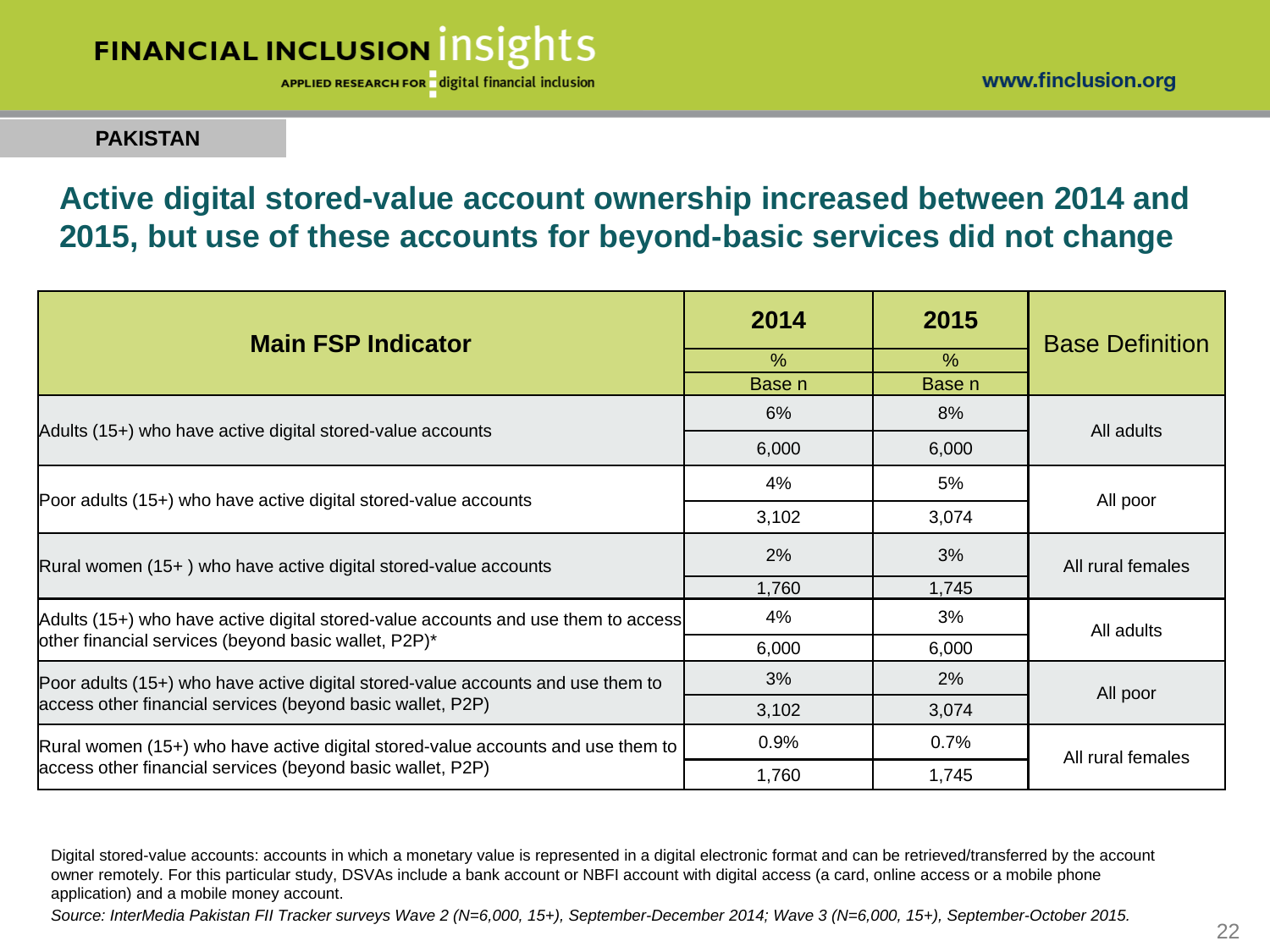**PAKISTAN**

## Active digital stored-value account ownership increased between 2014 and 2015, but use of these accounts for beyond-basic services did not change

| Main FSP Indicator | 2014 | 2015 | Base Definition |
|---|---|---|---|
| | % | % | |
| | Base n | Base n | |
| Adults (15+) who have active digital stored-value accounts | 6% | 8% | All adults |
| | 6,000 | 6,000 | |
| Poor adults (15+) who have active digital stored-value accounts | 4% | 5% | All poor |
| | 3,102 | 3,074 | |
| Rural women (15+ ) who have active digital stored-value accounts | 2% | 3% | All rural females |
| | 1,760 | 1,745 | |
| Adults (15+) who have active digital stored-value accounts and use them to access other financial services (beyond basic wallet, P2P)* | 4% | 3% | All adults |
| | 6,000 | 6,000 | |
| Poor adults (15+) who have active digital stored-value accounts and use them to access other financial services (beyond basic wallet, P2P) | 3% | 2% | All poor |
| | 3,102 | 3,074 | |
| Rural women (15+) who have active digital stored-value accounts and use them to access other financial services (beyond basic wallet, P2P) | 0.9% | 0.7% | All rural females |
| | 1,760 | 1,745 | |

Digital stored-value accounts: accounts in which a monetary value is represented in a digital electronic format and can be retrieved/transferred by the account owner remotely. For this particular study, DSVAs include a bank account or NBFI account with digital access (a card, online access or a mobile phone application) and a mobile money account.

*Source: InterMedia Pakistan FII Tracker surveys Wave 2 (N=6,000, 15+), September-December 2014; Wave 3 (N=6,000, 15+), September-October 2015.*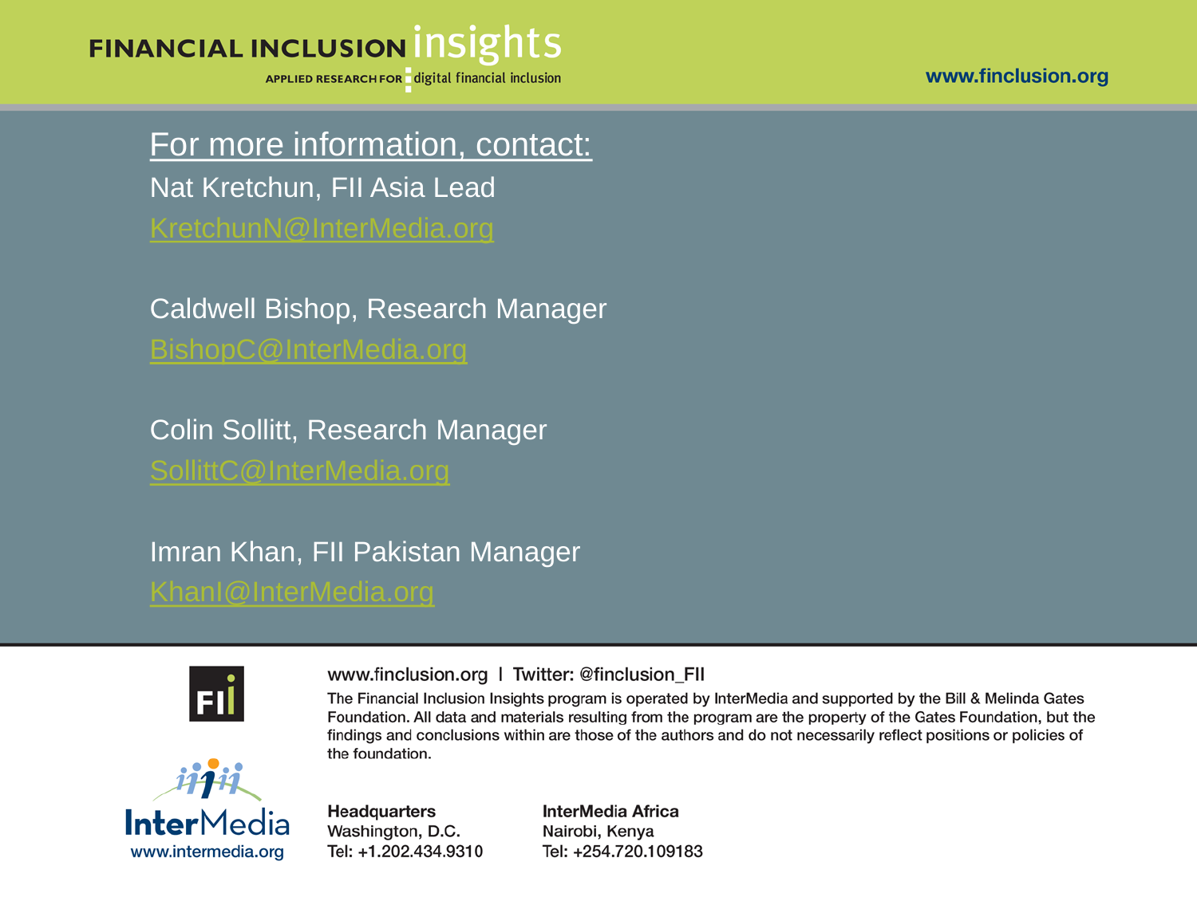FINANCIAL INCLUSION insights

APPLIED RESEARCH FOR digital financial inclusion

www.finclusion.org

## For more information, contact:

Nat Kretchun, FII Asia Lead

KretchunN@InterMedia.org

Caldwell Bishop, Research Manager

BishopC@InterMedia.org

Colin Sollitt, Research Manager

SollittC@InterMedia.org

Imran Khan, FII Pakistan Manager

KhanI@InterMedia.org

FII

InterMedia

www.intermedia.org

www.finclusion.org | Twitter: @finclusion_FII

The Financial Inclusion Insights program is operated by InterMedia and supported by the Bill & Melinda Gates Foundation. All data and materials resulting from the program are the property of the Gates Foundation, but the findings and conclusions within are those of the authors and do not necessarily reflect positions or policies of the foundation.

**Headquarters**
Washington, D.C.
Tel: +1.202.434.9310

**InterMedia Africa**
Nairobi, Kenya
Tel: +254.720.109183